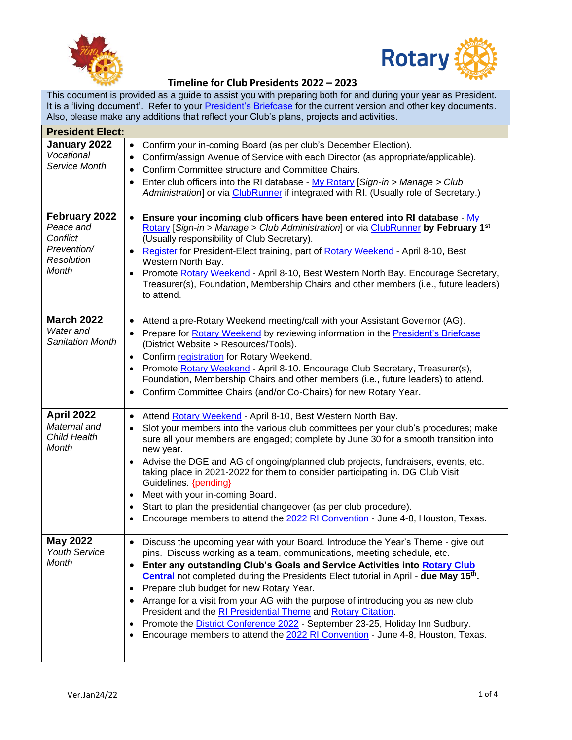# Timeline for Club Presidents 2022 – 2023

This document is provided as a guide to assist you with preparing both for and during your year as President. It is a 'living document'. Refer to your President's Briefcase for the current version and other key documents. Also, please make any additions that reflect your Club's plans, projects and activities.

| **President Elect:** | |
|---|---|
| **January 2022** *Vocational Service Month* | • Confirm your in-coming Board (as per club's December Election).<br>• Confirm/assign Avenue of Service with each Director (as appropriate/applicable).<br>• Confirm Committee structure and Committee Chairs.<br>• Enter club officers into the RI database - My Rotary [*Sign-in > Manage > Club Administration*] or via ClubRunner if integrated with RI. (Usually role of Secretary.) |
| **February 2022** *Peace and Conflict Prevention/ Resolution Month* | • **Ensure your incoming club officers have been entered into RI database** - My Rotary [*Sign-in > Manage > Club Administration*] or via ClubRunner **by February 1st** (Usually responsibility of Club Secretary).<br>• Register for President-Elect training, part of Rotary Weekend - April 8-10, Best Western North Bay.<br>• Promote Rotary Weekend - April 8-10, Best Western North Bay. Encourage Secretary, Treasurer(s), Foundation, Membership Chairs and other members (i.e., future leaders) to attend. |
| **March 2022** *Water and Sanitation Month* | • Attend a pre-Rotary Weekend meeting/call with your Assistant Governor (AG).<br>• Prepare for Rotary Weekend by reviewing information in the President's Briefcase (District Website > Resources/Tools).<br>• Confirm registration for Rotary Weekend.<br>• Promote Rotary Weekend - April 8-10. Encourage Club Secretary, Treasurer(s), Foundation, Membership Chairs and other members (i.e., future leaders) to attend.<br>• Confirm Committee Chairs (and/or Co-Chairs) for new Rotary Year. |
| **April 2022** *Maternal and Child Health Month* | • Attend Rotary Weekend - April 8-10, Best Western North Bay.<br>• Slot your members into the various club committees per your club's procedures; make sure all your members are engaged; complete by June 30 for a smooth transition into new year.<br>• Advise the DGE and AG of ongoing/planned club projects, fundraisers, events, etc. taking place in 2021-2022 for them to consider participating in. DG Club Visit Guidelines. {pending}<br>• Meet with your in-coming Board.<br>• Start to plan the presidential changeover (as per club procedure).<br>• Encourage members to attend the 2022 RI Convention - June 4-8, Houston, Texas. |
| **May 2022** *Youth Service Month* | • Discuss the upcoming year with your Board. Introduce the Year's Theme - give out pins. Discuss working as a team, communications, meeting schedule, etc.<br>• **Enter any outstanding Club's Goals and Service Activities into Rotary Club Central** not completed during the Presidents Elect tutorial in April - **due May 15th.**<br>• Prepare club budget for new Rotary Year.<br>• Arrange for a visit from your AG with the purpose of introducing you as new club President and the RI Presidential Theme and Rotary Citation.<br>• Promote the District Conference 2022 - September 23-25, Holiday Inn Sudbury.<br>• Encourage members to attend the 2022 RI Convention - June 4-8, Houston, Texas. |

Ver.Jan24/22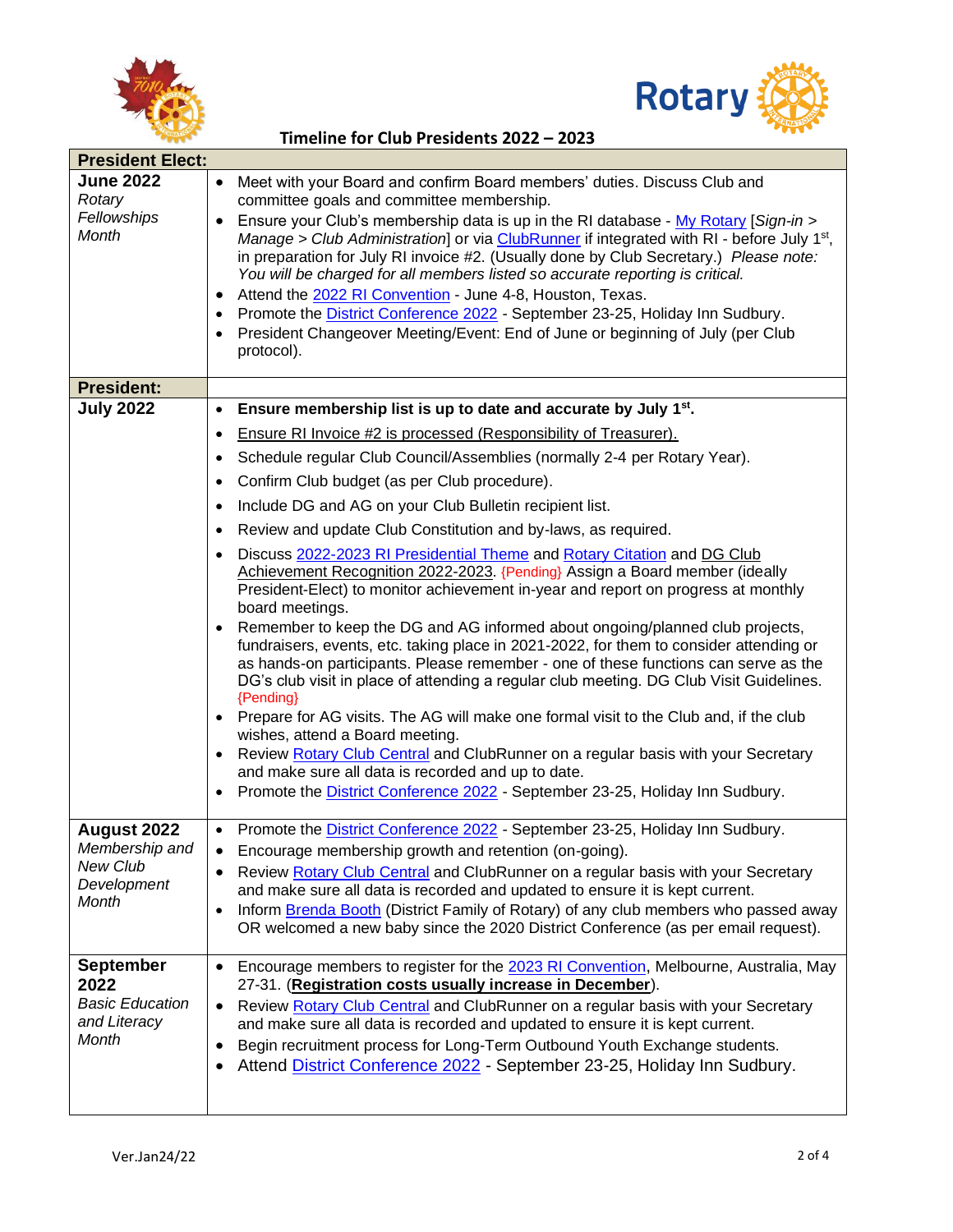# Timeline for Club Presidents 2022 – 2023

| **President Elect:** | |
|---|---|
| **June 2022** *Rotary Fellowships Month* | • Meet with your Board and confirm Board members' duties. Discuss Club and committee goals and committee membership. • Ensure your Club's membership data is up in the RI database - My Rotary [*Sign-in > Manage > Club Administration*] or via ClubRunner if integrated with RI - before July 1st, in preparation for July RI invoice #2. (Usually done by Club Secretary.) *Please note: You will be charged for all members listed so accurate reporting is critical.* • Attend the 2022 RI Convention - June 4-8, Houston, Texas. • Promote the District Conference 2022 - September 23-25, Holiday Inn Sudbury. • President Changeover Meeting/Event: End of June or beginning of July (per Club protocol). |
| **President:** | |
| **July 2022** | • **Ensure membership list is up to date and accurate by July 1st.** • Ensure RI Invoice #2 is processed (Responsibility of Treasurer). • Schedule regular Club Council/Assemblies (normally 2-4 per Rotary Year). • Confirm Club budget (as per Club procedure). • Include DG and AG on your Club Bulletin recipient list. • Review and update Club Constitution and by-laws, as required. • Discuss 2022-2023 RI Presidential Theme and Rotary Citation and DG Club Achievement Recognition 2022-2023. {Pending} Assign a Board member (ideally President-Elect) to monitor achievement in-year and report on progress at monthly board meetings. • Remember to keep the DG and AG informed about ongoing/planned club projects, fundraisers, events, etc. taking place in 2021-2022, for them to consider attending or as hands-on participants. Please remember - one of these functions can serve as the DG's club visit in place of attending a regular club meeting. DG Club Visit Guidelines. {Pending} • Prepare for AG visits. The AG will make one formal visit to the Club and, if the club wishes, attend a Board meeting. • Review Rotary Club Central and ClubRunner on a regular basis with your Secretary and make sure all data is recorded and up to date. • Promote the District Conference 2022 - September 23-25, Holiday Inn Sudbury. |
| **August 2022** *Membership and New Club Development Month* | • Promote the District Conference 2022 - September 23-25, Holiday Inn Sudbury. • Encourage membership growth and retention (on-going). • Review Rotary Club Central and ClubRunner on a regular basis with your Secretary and make sure all data is recorded and updated to ensure it is kept current. • Inform Brenda Booth (District Family of Rotary) of any club members who passed away OR welcomed a new baby since the 2020 District Conference (as per email request). |
| **September 2022** *Basic Education and Literacy Month* | • Encourage members to register for the 2023 RI Convention, Melbourne, Australia, May 27-31. (**Registration costs usually increase in December**). • Review Rotary Club Central and ClubRunner on a regular basis with your Secretary and make sure all data is recorded and updated to ensure it is kept current. • Begin recruitment process for Long-Term Outbound Youth Exchange students. • Attend District Conference 2022 - September 23-25, Holiday Inn Sudbury. |

Ver.Jan24/22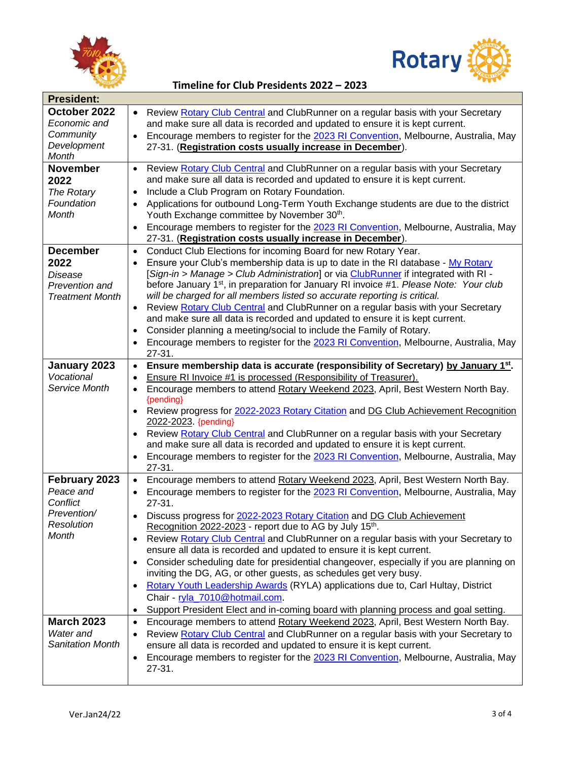## Timeline for Club Presidents 2022 – 2023

| President: | |
|---|---|
| **October 2022** *Economic and Community Development Month* | • Review Rotary Club Central and ClubRunner on a regular basis with your Secretary and make sure all data is recorded and updated to ensure it is kept current. • Encourage members to register for the 2023 RI Convention, Melbourne, Australia, May 27-31. (**Registration costs usually increase in December**). |
| **November 2022** *The Rotary Foundation Month* | • Review Rotary Club Central and ClubRunner on a regular basis with your Secretary and make sure all data is recorded and updated to ensure it is kept current. • Include a Club Program on Rotary Foundation. • Applications for outbound Long-Term Youth Exchange students are due to the district Youth Exchange committee by November 30th. • Encourage members to register for the 2023 RI Convention, Melbourne, Australia, May 27-31. (**Registration costs usually increase in December**). |
| **December 2022** *Disease Prevention and Treatment Month* | • Conduct Club Elections for incoming Board for new Rotary Year. • Ensure your Club's membership data is up to date in the RI database - My Rotary [*Sign-in > Manage > Club Administration*] or via ClubRunner if integrated with RI - before January 1st, in preparation for January RI invoice #1. *Please Note: Your club will be charged for all members listed so accurate reporting is critical.* • Review Rotary Club Central and ClubRunner on a regular basis with your Secretary and make sure all data is recorded and updated to ensure it is kept current. • Consider planning a meeting/social to include the Family of Rotary. • Encourage members to register for the 2023 RI Convention, Melbourne, Australia, May 27-31. |
| **January 2023** *Vocational Service Month* | • **Ensure membership data is accurate (responsibility of Secretary) by January 1st.** • Ensure RI Invoice #1 is processed (Responsibility of Treasurer). • Encourage members to attend Rotary Weekend 2023, April, Best Western North Bay. {pending} • Review progress for 2022-2023 Rotary Citation and DG Club Achievement Recognition 2022-2023. {pending} • Review Rotary Club Central and ClubRunner on a regular basis with your Secretary and make sure all data is recorded and updated to ensure it is kept current. • Encourage members to register for the 2023 RI Convention, Melbourne, Australia, May 27-31. |
| **February 2023** *Peace and Conflict Prevention/ Resolution Month* | • Encourage members to attend Rotary Weekend 2023, April, Best Western North Bay. • Encourage members to register for the 2023 RI Convention, Melbourne, Australia, May 27-31. • Discuss progress for 2022-2023 Rotary Citation and DG Club Achievement Recognition 2022-2023 - report due to AG by July 15th. • Review Rotary Club Central and ClubRunner on a regular basis with your Secretary to ensure all data is recorded and updated to ensure it is kept current. • Consider scheduling date for presidential changeover, especially if you are planning on inviting the DG, AG, or other guests, as schedules get very busy. • Rotary Youth Leadership Awards (RYLA) applications due to, Carl Hultay, District Chair - ryla_7010@hotmail.com. • Support President Elect and in-coming board with planning process and goal setting. |
| **March 2023** *Water and Sanitation Month* | • Encourage members to attend Rotary Weekend 2023, April, Best Western North Bay. • Review Rotary Club Central and ClubRunner on a regular basis with your Secretary to ensure all data is recorded and updated to ensure it is kept current. • Encourage members to register for the 2023 RI Convention, Melbourne, Australia, May 27-31. |

Ver.Jan24/22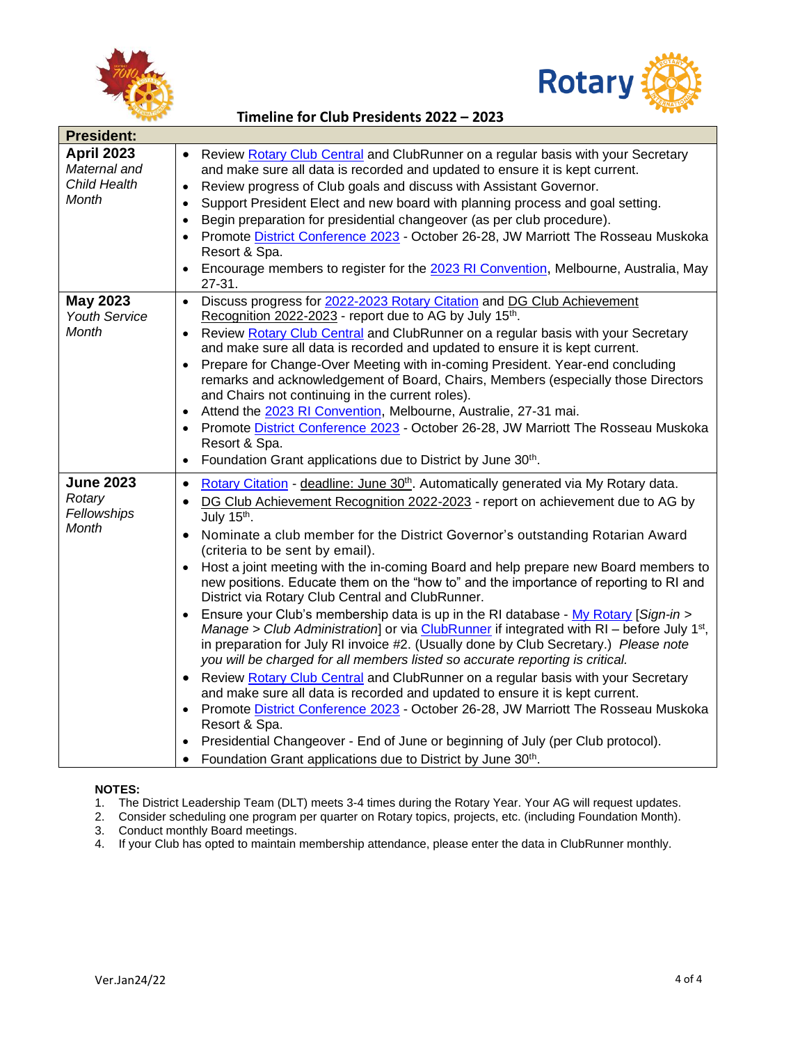# Timeline for Club Presidents 2022 – 2023

| President: | |
|---|---|
| **April 2023**<br>*Maternal and Child Health Month* | • Review Rotary Club Central and ClubRunner on a regular basis with your Secretary and make sure all data is recorded and updated to ensure it is kept current.<br>• Review progress of Club goals and discuss with Assistant Governor.<br>• Support President Elect and new board with planning process and goal setting.<br>• Begin preparation for presidential changeover (as per club procedure).<br>• Promote District Conference 2023 - October 26-28, JW Marriott The Rosseau Muskoka Resort & Spa.<br>• Encourage members to register for the 2023 RI Convention, Melbourne, Australia, May 27-31. |
| **May 2023**<br>*Youth Service Month* | • Discuss progress for 2022-2023 Rotary Citation and DG Club Achievement Recognition 2022-2023 - report due to AG by July 15th.<br>• Review Rotary Club Central and ClubRunner on a regular basis with your Secretary and make sure all data is recorded and updated to ensure it is kept current.<br>• Prepare for Change-Over Meeting with in-coming President. Year-end concluding remarks and acknowledgement of Board, Chairs, Members (especially those Directors and Chairs not continuing in the current roles).<br>• Attend the 2023 RI Convention, Melbourne, Australie, 27-31 mai.<br>• Promote District Conference 2023 - October 26-28, JW Marriott The Rosseau Muskoka Resort & Spa.<br>• Foundation Grant applications due to District by June 30th. |
| **June 2023**<br>*Rotary Fellowships Month* | • Rotary Citation - deadline: June 30th. Automatically generated via My Rotary data.<br>• DG Club Achievement Recognition 2022-2023 - report on achievement due to AG by July 15th.<br>• Nominate a club member for the District Governor's outstanding Rotarian Award (criteria to be sent by email).<br>• Host a joint meeting with the in-coming Board and help prepare new Board members to new positions. Educate them on the "how to" and the importance of reporting to RI and District via Rotary Club Central and ClubRunner.<br>• Ensure your Club's membership data is up in the RI database - My Rotary [*Sign-in > Manage > Club Administration*] or via ClubRunner if integrated with RI – before July 1st, in preparation for July RI invoice #2. (Usually done by Club Secretary.) *Please note you will be charged for all members listed so accurate reporting is critical.*<br>• Review Rotary Club Central and ClubRunner on a regular basis with your Secretary and make sure all data is recorded and updated to ensure it is kept current.<br>• Promote District Conference 2023 - October 26-28, JW Marriott The Rosseau Muskoka Resort & Spa.<br>• Presidential Changeover - End of June or beginning of July (per Club protocol).<br>• Foundation Grant applications due to District by June 30th. |

**NOTES:**
1. The District Leadership Team (DLT) meets 3-4 times during the Rotary Year. Your AG will request updates.
2. Consider scheduling one program per quarter on Rotary topics, projects, etc. (including Foundation Month).
3. Conduct monthly Board meetings.
4. If your Club has opted to maintain membership attendance, please enter the data in ClubRunner monthly.

Ver.Jan24/22